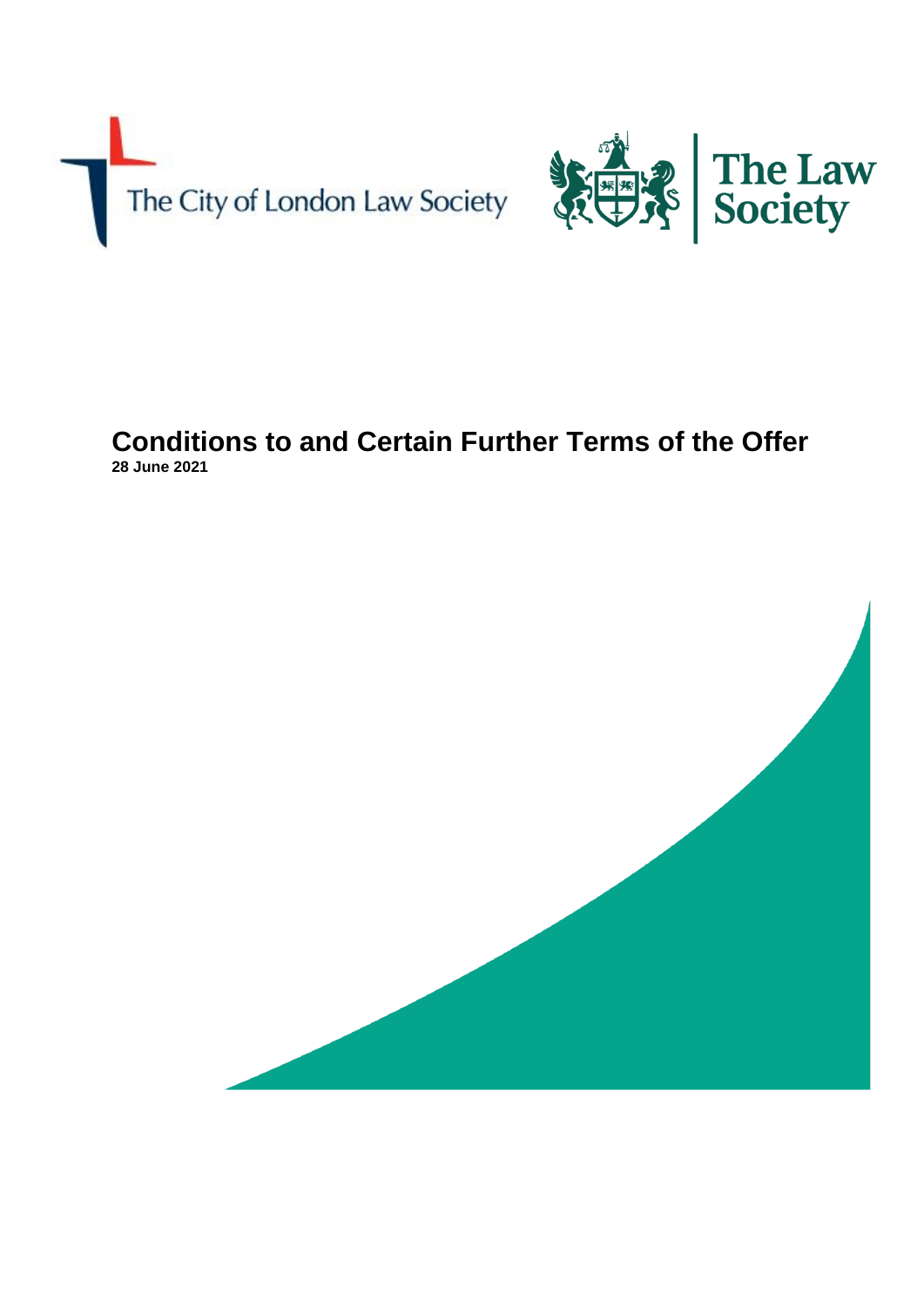The City of London Law Society

The Law Society

# Conditions to and Certain Further Terms of the Offer

**28 June 2021**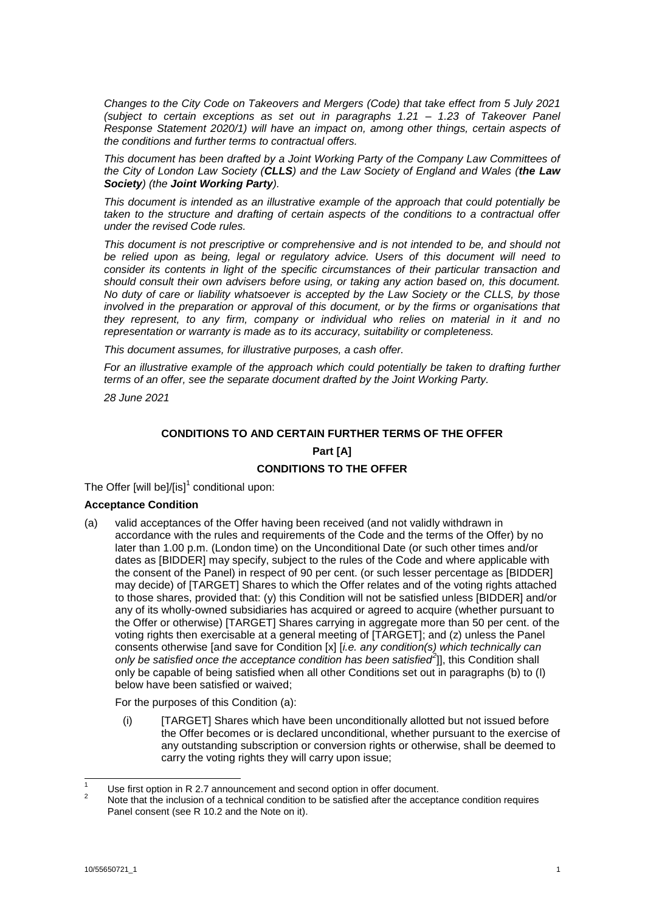*Changes to the City Code on Takeovers and Mergers (Code) that take effect from 5 July 2021 (subject to certain exceptions as set out in paragraphs 1.21 – 1.23 of Takeover Panel Response Statement 2020/1) will have an impact on, among other things, certain aspects of the conditions and further terms to contractual offers.*

*This document has been drafted by a Joint Working Party of the Company Law Committees of the City of London Law Society (**CLLS**) and the Law Society of England and Wales (**the Law Society**) (the **Joint Working Party**).*

*This document is intended as an illustrative example of the approach that could potentially be taken to the structure and drafting of certain aspects of the conditions to a contractual offer under the revised Code rules.*

*This document is not prescriptive or comprehensive and is not intended to be, and should not be relied upon as being, legal or regulatory advice. Users of this document will need to consider its contents in light of the specific circumstances of their particular transaction and should consult their own advisers before using, or taking any action based on, this document. No duty of care or liability whatsoever is accepted by the Law Society or the CLLS, by those involved in the preparation or approval of this document, or by the firms or organisations that they represent, to any firm, company or individual who relies on material in it and no representation or warranty is made as to its accuracy, suitability or completeness.*

*This document assumes, for illustrative purposes, a cash offer.*

*For an illustrative example of the approach which could potentially be taken to drafting further terms of an offer, see the separate document drafted by the Joint Working Party.*

*28 June 2021*

## CONDITIONS TO AND CERTAIN FURTHER TERMS OF THE OFFER

### Part [A]

### CONDITIONS TO THE OFFER

The Offer [will be]/[is][1] conditional upon:

**Acceptance Condition**

(a) valid acceptances of the Offer having been received (and not validly withdrawn in accordance with the rules and requirements of the Code and the terms of the Offer) by no later than 1.00 p.m. (London time) on the Unconditional Date (or such other times and/or dates as [BIDDER] may specify, subject to the rules of the Code and where applicable with the consent of the Panel) in respect of 90 per cent. (or such lesser percentage as [BIDDER] may decide) of [TARGET] Shares to which the Offer relates and of the voting rights attached to those shares, provided that: (y) this Condition will not be satisfied unless [BIDDER] and/or any of its wholly-owned subsidiaries has acquired or agreed to acquire (whether pursuant to the Offer or otherwise) [TARGET] Shares carrying in aggregate more than 50 per cent. of the voting rights then exercisable at a general meeting of [TARGET]; and (z) unless the Panel consents otherwise [and save for Condition [x] [*i.e. any condition(s) which technically can only be satisfied once the acceptance condition has been satisfied*[2]]], this Condition shall only be capable of being satisfied when all other Conditions set out in paragraphs (b) to (l) below have been satisfied or waived;

For the purposes of this Condition (a):

(i) [TARGET] Shares which have been unconditionally allotted but not issued before the Offer becomes or is declared unconditional, whether pursuant to the exercise of any outstanding subscription or conversion rights or otherwise, shall be deemed to carry the voting rights they will carry upon issue;

---

[1] Use first option in R 2.7 announcement and second option in offer document.

[2] Note that the inclusion of a technical condition to be satisfied after the acceptance condition requires Panel consent (see R 10.2 and the Note on it).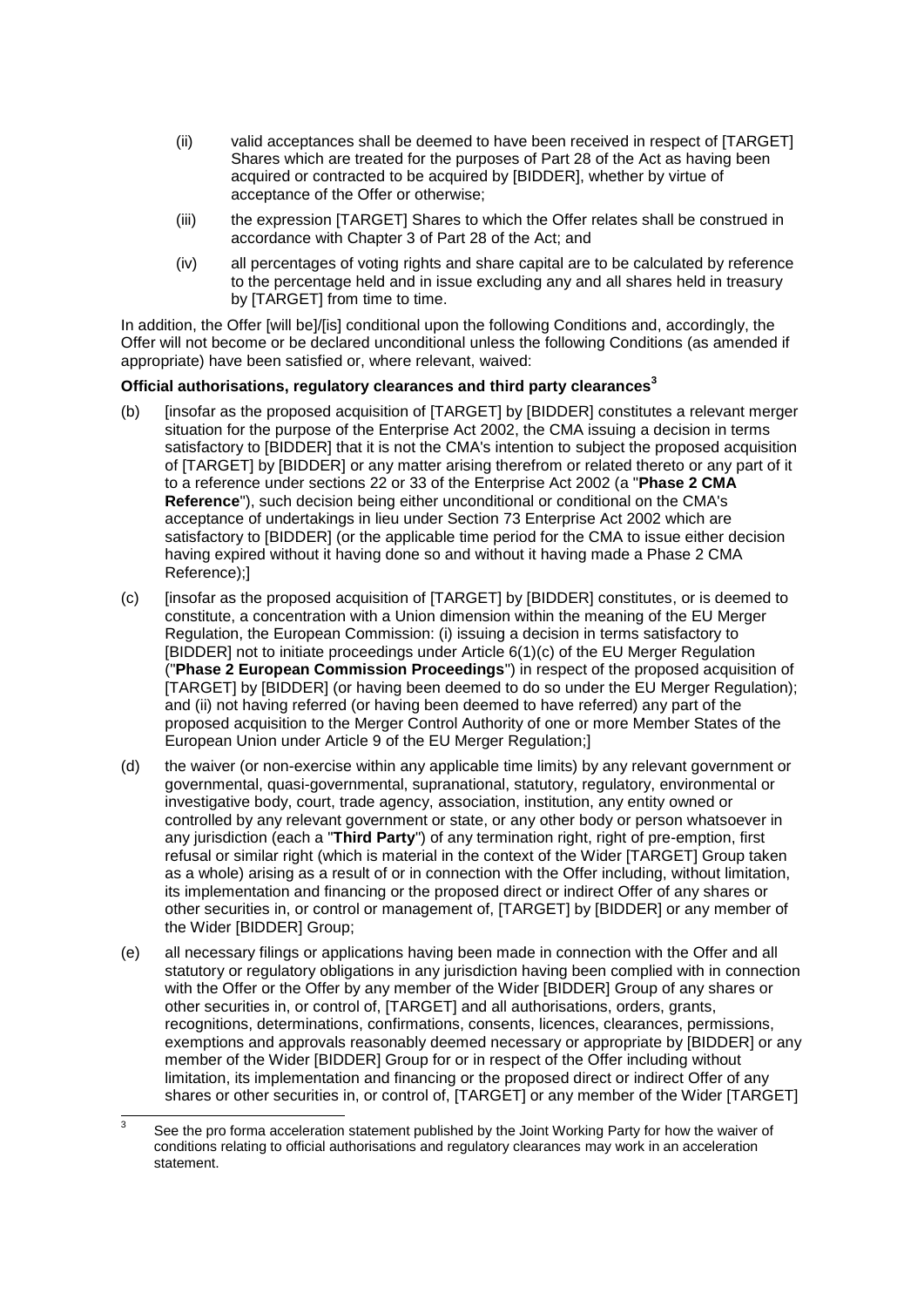(ii) valid acceptances shall be deemed to have been received in respect of [TARGET] Shares which are treated for the purposes of Part 28 of the Act as having been acquired or contracted to be acquired by [BIDDER], whether by virtue of acceptance of the Offer or otherwise;

(iii) the expression [TARGET] Shares to which the Offer relates shall be construed in accordance with Chapter 3 of Part 28 of the Act; and

(iv) all percentages of voting rights and share capital are to be calculated by reference to the percentage held and in issue excluding any and all shares held in treasury by [TARGET] from time to time.

In addition, the Offer [will be]/[is] conditional upon the following Conditions and, accordingly, the Offer will not become or be declared unconditional unless the following Conditions (as amended if appropriate) have been satisfied or, where relevant, waived:

**Official authorisations, regulatory clearances and third party clearances**[3]

(b) [insofar as the proposed acquisition of [TARGET] by [BIDDER] constitutes a relevant merger situation for the purpose of the Enterprise Act 2002, the CMA issuing a decision in terms satisfactory to [BIDDER] that it is not the CMA's intention to subject the proposed acquisition of [TARGET] by [BIDDER] or any matter arising therefrom or related thereto or any part of it to a reference under sections 22 or 33 of the Enterprise Act 2002 (a "**Phase 2 CMA Reference**"), such decision being either unconditional or conditional on the CMA's acceptance of undertakings in lieu under Section 73 Enterprise Act 2002 which are satisfactory to [BIDDER] (or the applicable time period for the CMA to issue either decision having expired without it having done so and without it having made a Phase 2 CMA Reference);]

(c) [insofar as the proposed acquisition of [TARGET] by [BIDDER] constitutes, or is deemed to constitute, a concentration with a Union dimension within the meaning of the EU Merger Regulation, the European Commission: (i) issuing a decision in terms satisfactory to [BIDDER] not to initiate proceedings under Article 6(1)(c) of the EU Merger Regulation ("**Phase 2 European Commission Proceedings**") in respect of the proposed acquisition of [TARGET] by [BIDDER] (or having been deemed to do so under the EU Merger Regulation); and (ii) not having referred (or having been deemed to have referred) any part of the proposed acquisition to the Merger Control Authority of one or more Member States of the European Union under Article 9 of the EU Merger Regulation;]

(d) the waiver (or non-exercise within any applicable time limits) by any relevant government or governmental, quasi-governmental, supranational, statutory, regulatory, environmental or investigative body, court, trade agency, association, institution, any entity owned or controlled by any relevant government or state, or any other body or person whatsoever in any jurisdiction (each a "**Third Party**") of any termination right, right of pre-emption, first refusal or similar right (which is material in the context of the Wider [TARGET] Group taken as a whole) arising as a result of or in connection with the Offer including, without limitation, its implementation and financing or the proposed direct or indirect Offer of any shares or other securities in, or control or management of, [TARGET] by [BIDDER] or any member of the Wider [BIDDER] Group;

(e) all necessary filings or applications having been made in connection with the Offer and all statutory or regulatory obligations in any jurisdiction having been complied with in connection with the Offer or the Offer by any member of the Wider [BIDDER] Group of any shares or other securities in, or control of, [TARGET] and all authorisations, orders, grants, recognitions, determinations, confirmations, consents, licences, clearances, permissions, exemptions and approvals reasonably deemed necessary or appropriate by [BIDDER] or any member of the Wider [BIDDER] Group for or in respect of the Offer including without limitation, its implementation and financing or the proposed direct or indirect Offer of any shares or other securities in, or control of, [TARGET] or any member of the Wider [TARGET]

[3] See the pro forma acceleration statement published by the Joint Working Party for how the waiver of conditions relating to official authorisations and regulatory clearances may work in an acceleration statement.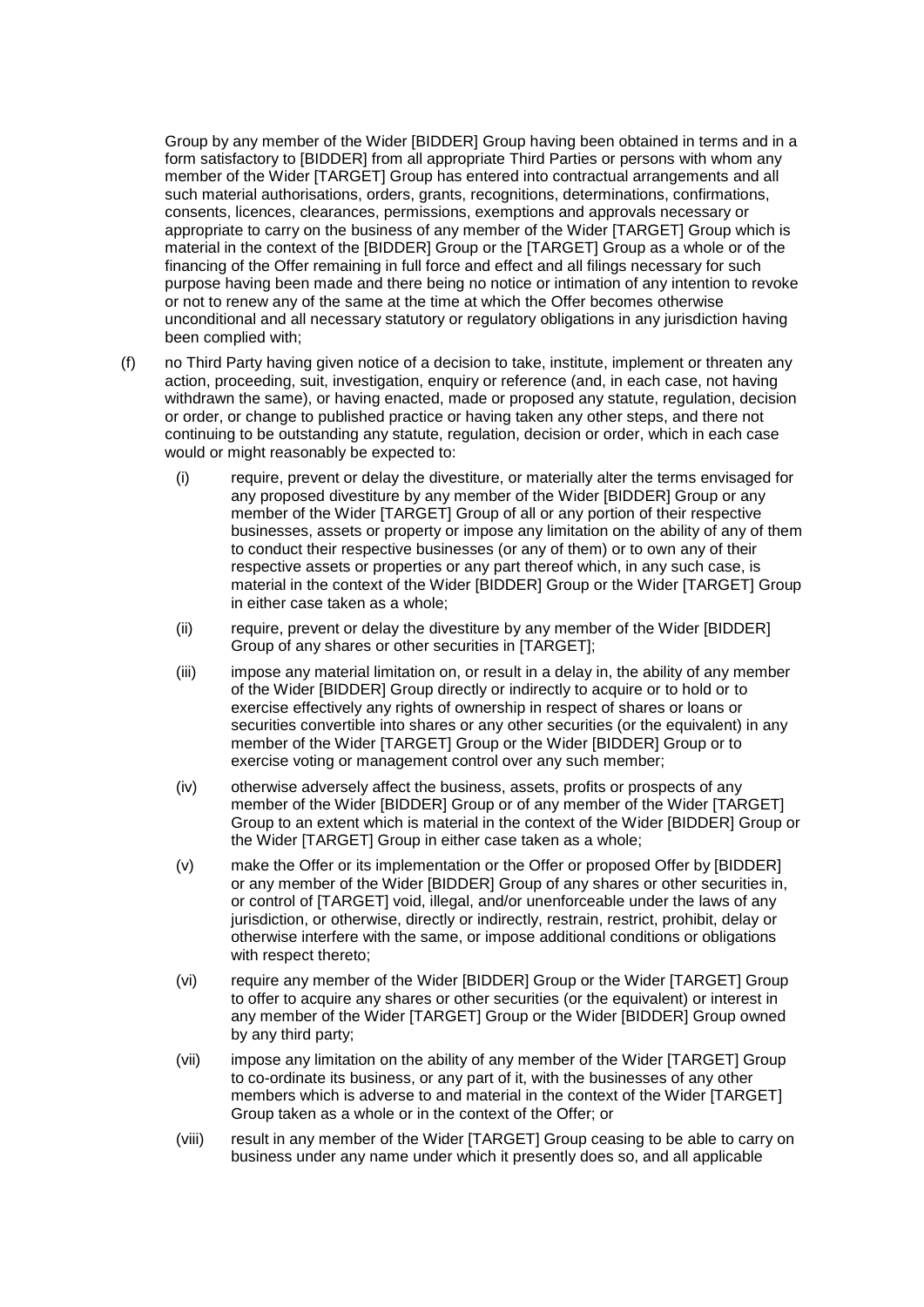Group by any member of the Wider [BIDDER] Group having been obtained in terms and in a form satisfactory to [BIDDER] from all appropriate Third Parties or persons with whom any member of the Wider [TARGET] Group has entered into contractual arrangements and all such material authorisations, orders, grants, recognitions, determinations, confirmations, consents, licences, clearances, permissions, exemptions and approvals necessary or appropriate to carry on the business of any member of the Wider [TARGET] Group which is material in the context of the [BIDDER] Group or the [TARGET] Group as a whole or of the financing of the Offer remaining in full force and effect and all filings necessary for such purpose having been made and there being no notice or intimation of any intention to revoke or not to renew any of the same at the time at which the Offer becomes otherwise unconditional and all necessary statutory or regulatory obligations in any jurisdiction having been complied with;

(f) no Third Party having given notice of a decision to take, institute, implement or threaten any action, proceeding, suit, investigation, enquiry or reference (and, in each case, not having withdrawn the same), or having enacted, made or proposed any statute, regulation, decision or order, or change to published practice or having taken any other steps, and there not continuing to be outstanding any statute, regulation, decision or order, which in each case would or might reasonably be expected to:

  (i) require, prevent or delay the divestiture, or materially alter the terms envisaged for any proposed divestiture by any member of the Wider [BIDDER] Group or any member of the Wider [TARGET] Group of all or any portion of their respective businesses, assets or property or impose any limitation on the ability of any of them to conduct their respective businesses (or any of them) or to own any of their respective assets or properties or any part thereof which, in any such case, is material in the context of the Wider [BIDDER] Group or the Wider [TARGET] Group in either case taken as a whole;

  (ii) require, prevent or delay the divestiture by any member of the Wider [BIDDER] Group of any shares or other securities in [TARGET];

  (iii) impose any material limitation on, or result in a delay in, the ability of any member of the Wider [BIDDER] Group directly or indirectly to acquire or to hold or to exercise effectively any rights of ownership in respect of shares or loans or securities convertible into shares or any other securities (or the equivalent) in any member of the Wider [TARGET] Group or the Wider [BIDDER] Group or to exercise voting or management control over any such member;

  (iv) otherwise adversely affect the business, assets, profits or prospects of any member of the Wider [BIDDER] Group or of any member of the Wider [TARGET] Group to an extent which is material in the context of the Wider [BIDDER] Group or the Wider [TARGET] Group in either case taken as a whole;

  (v) make the Offer or its implementation or the Offer or proposed Offer by [BIDDER] or any member of the Wider [BIDDER] Group of any shares or other securities in, or control of [TARGET] void, illegal, and/or unenforceable under the laws of any jurisdiction, or otherwise, directly or indirectly, restrain, restrict, prohibit, delay or otherwise interfere with the same, or impose additional conditions or obligations with respect thereto;

  (vi) require any member of the Wider [BIDDER] Group or the Wider [TARGET] Group to offer to acquire any shares or other securities (or the equivalent) or interest in any member of the Wider [TARGET] Group or the Wider [BIDDER] Group owned by any third party;

  (vii) impose any limitation on the ability of any member of the Wider [TARGET] Group to co-ordinate its business, or any part of it, with the businesses of any other members which is adverse to and material in the context of the Wider [TARGET] Group taken as a whole or in the context of the Offer; or

  (viii) result in any member of the Wider [TARGET] Group ceasing to be able to carry on business under any name under which it presently does so, and all applicable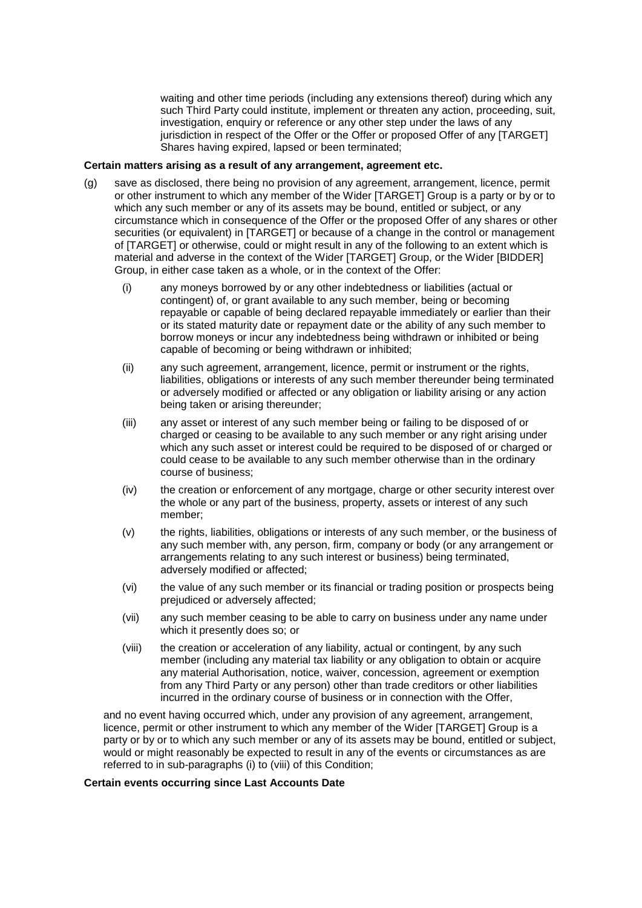waiting and other time periods (including any extensions thereof) during which any such Third Party could institute, implement or threaten any action, proceeding, suit, investigation, enquiry or reference or any other step under the laws of any jurisdiction in respect of the Offer or the Offer or proposed Offer of any [TARGET] Shares having expired, lapsed or been terminated;

**Certain matters arising as a result of any arrangement, agreement etc.**

(g) save as disclosed, there being no provision of any agreement, arrangement, licence, permit or other instrument to which any member of the Wider [TARGET] Group is a party or by or to which any such member or any of its assets may be bound, entitled or subject, or any circumstance which in consequence of the Offer or the proposed Offer of any shares or other securities (or equivalent) in [TARGET] or because of a change in the control or management of [TARGET] or otherwise, could or might result in any of the following to an extent which is material and adverse in the context of the Wider [TARGET] Group, or the Wider [BIDDER] Group, in either case taken as a whole, or in the context of the Offer:

   (i) any moneys borrowed by or any other indebtedness or liabilities (actual or contingent) of, or grant available to any such member, being or becoming repayable or capable of being declared repayable immediately or earlier than their or its stated maturity date or repayment date or the ability of any such member to borrow moneys or incur any indebtedness being withdrawn or inhibited or being capable of becoming or being withdrawn or inhibited;

   (ii) any such agreement, arrangement, licence, permit or instrument or the rights, liabilities, obligations or interests of any such member thereunder being terminated or adversely modified or affected or any obligation or liability arising or any action being taken or arising thereunder;

   (iii) any asset or interest of any such member being or failing to be disposed of or charged or ceasing to be available to any such member or any right arising under which any such asset or interest could be required to be disposed of or charged or could cease to be available to any such member otherwise than in the ordinary course of business;

   (iv) the creation or enforcement of any mortgage, charge or other security interest over the whole or any part of the business, property, assets or interest of any such member;

   (v) the rights, liabilities, obligations or interests of any such member, or the business of any such member with, any person, firm, company or body (or any arrangement or arrangements relating to any such interest or business) being terminated, adversely modified or affected;

   (vi) the value of any such member or its financial or trading position or prospects being prejudiced or adversely affected;

   (vii) any such member ceasing to be able to carry on business under any name under which it presently does so; or

   (viii) the creation or acceleration of any liability, actual or contingent, by any such member (including any material tax liability or any obligation to obtain or acquire any material Authorisation, notice, waiver, concession, agreement or exemption from any Third Party or any person) other than trade creditors or other liabilities incurred in the ordinary course of business or in connection with the Offer,

and no event having occurred which, under any provision of any agreement, arrangement, licence, permit or other instrument to which any member of the Wider [TARGET] Group is a party or by or to which any such member or any of its assets may be bound, entitled or subject, would or might reasonably be expected to result in any of the events or circumstances as are referred to in sub-paragraphs (i) to (viii) of this Condition;

**Certain events occurring since Last Accounts Date**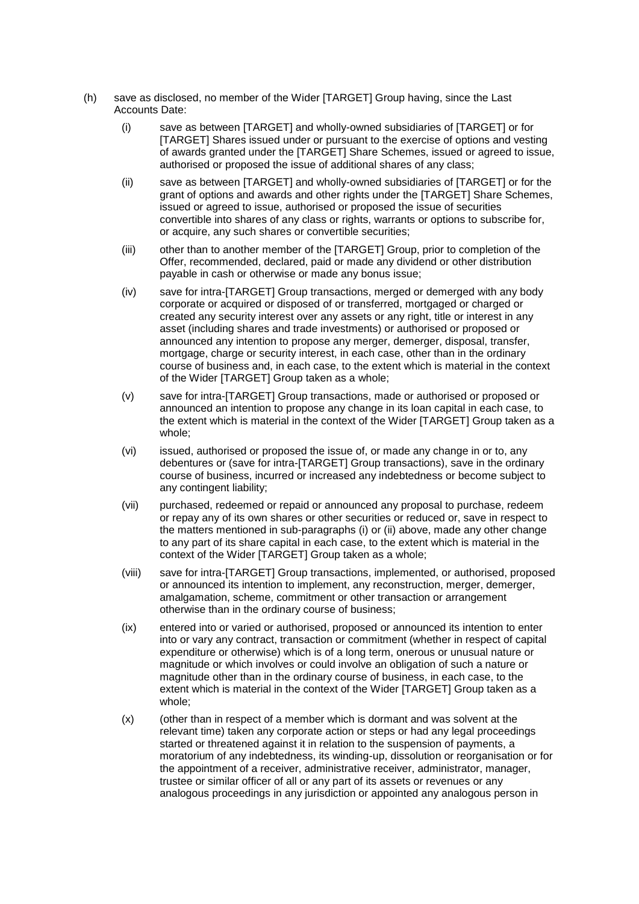(h) save as disclosed, no member of the Wider [TARGET] Group having, since the Last Accounts Date:

   (i) save as between [TARGET] and wholly-owned subsidiaries of [TARGET] or for [TARGET] Shares issued under or pursuant to the exercise of options and vesting of awards granted under the [TARGET] Share Schemes, issued or agreed to issue, authorised or proposed the issue of additional shares of any class;

   (ii) save as between [TARGET] and wholly-owned subsidiaries of [TARGET] or for the grant of options and awards and other rights under the [TARGET] Share Schemes, issued or agreed to issue, authorised or proposed the issue of securities convertible into shares of any class or rights, warrants or options to subscribe for, or acquire, any such shares or convertible securities;

   (iii) other than to another member of the [TARGET] Group, prior to completion of the Offer, recommended, declared, paid or made any dividend or other distribution payable in cash or otherwise or made any bonus issue;

   (iv) save for intra-[TARGET] Group transactions, merged or demerged with any body corporate or acquired or disposed of or transferred, mortgaged or charged or created any security interest over any assets or any right, title or interest in any asset (including shares and trade investments) or authorised or proposed or announced any intention to propose any merger, demerger, disposal, transfer, mortgage, charge or security interest, in each case, other than in the ordinary course of business and, in each case, to the extent which is material in the context of the Wider [TARGET] Group taken as a whole;

   (v) save for intra-[TARGET] Group transactions, made or authorised or proposed or announced an intention to propose any change in its loan capital in each case, to the extent which is material in the context of the Wider [TARGET] Group taken as a whole;

   (vi) issued, authorised or proposed the issue of, or made any change in or to, any debentures or (save for intra-[TARGET] Group transactions), save in the ordinary course of business, incurred or increased any indebtedness or become subject to any contingent liability;

   (vii) purchased, redeemed or repaid or announced any proposal to purchase, redeem or repay any of its own shares or other securities or reduced or, save in respect to the matters mentioned in sub-paragraphs (i) or (ii) above, made any other change to any part of its share capital in each case, to the extent which is material in the context of the Wider [TARGET] Group taken as a whole;

   (viii) save for intra-[TARGET] Group transactions, implemented, or authorised, proposed or announced its intention to implement, any reconstruction, merger, demerger, amalgamation, scheme, commitment or other transaction or arrangement otherwise than in the ordinary course of business;

   (ix) entered into or varied or authorised, proposed or announced its intention to enter into or vary any contract, transaction or commitment (whether in respect of capital expenditure or otherwise) which is of a long term, onerous or unusual nature or magnitude or which involves or could involve an obligation of such a nature or magnitude other than in the ordinary course of business, in each case, to the extent which is material in the context of the Wider [TARGET] Group taken as a whole;

   (x) (other than in respect of a member which is dormant and was solvent at the relevant time) taken any corporate action or steps or had any legal proceedings started or threatened against it in relation to the suspension of payments, a moratorium of any indebtedness, its winding-up, dissolution or reorganisation or for the appointment of a receiver, administrative receiver, administrator, manager, trustee or similar officer of all or any part of its assets or revenues or any analogous proceedings in any jurisdiction or appointed any analogous person in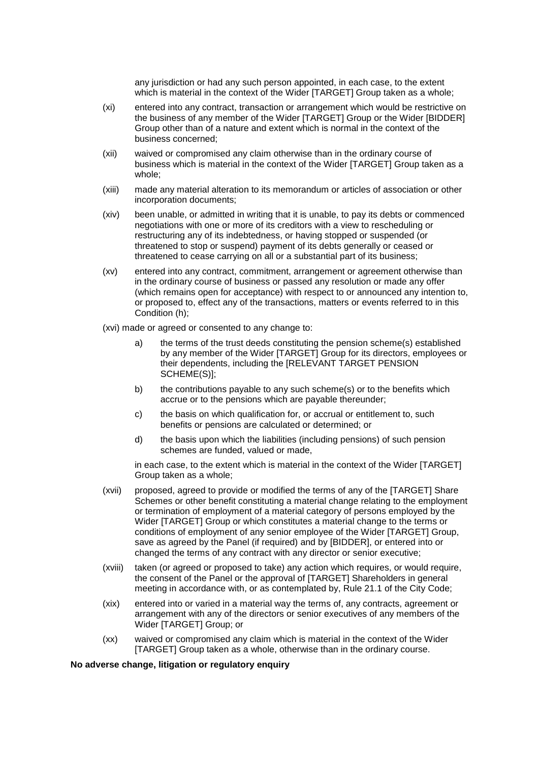any jurisdiction or had any such person appointed, in each case, to the extent which is material in the context of the Wider [TARGET] Group taken as a whole;

(xi) entered into any contract, transaction or arrangement which would be restrictive on the business of any member of the Wider [TARGET] Group or the Wider [BIDDER] Group other than of a nature and extent which is normal in the context of the business concerned;

(xii) waived or compromised any claim otherwise than in the ordinary course of business which is material in the context of the Wider [TARGET] Group taken as a whole;

(xiii) made any material alteration to its memorandum or articles of association or other incorporation documents;

(xiv) been unable, or admitted in writing that it is unable, to pay its debts or commenced negotiations with one or more of its creditors with a view to rescheduling or restructuring any of its indebtedness, or having stopped or suspended (or threatened to stop or suspend) payment of its debts generally or ceased or threatened to cease carrying on all or a substantial part of its business;

(xv) entered into any contract, commitment, arrangement or agreement otherwise than in the ordinary course of business or passed any resolution or made any offer (which remains open for acceptance) with respect to or announced any intention to, or proposed to, effect any of the transactions, matters or events referred to in this Condition (h);

(xvi) made or agreed or consented to any change to:

a) the terms of the trust deeds constituting the pension scheme(s) established by any member of the Wider [TARGET] Group for its directors, employees or their dependents, including the [RELEVANT TARGET PENSION SCHEME(S)];

b) the contributions payable to any such scheme(s) or to the benefits which accrue or to the pensions which are payable thereunder;

c) the basis on which qualification for, or accrual or entitlement to, such benefits or pensions are calculated or determined; or

d) the basis upon which the liabilities (including pensions) of such pension schemes are funded, valued or made,

in each case, to the extent which is material in the context of the Wider [TARGET] Group taken as a whole;

(xvii) proposed, agreed to provide or modified the terms of any of the [TARGET] Share Schemes or other benefit constituting a material change relating to the employment or termination of employment of a material category of persons employed by the Wider [TARGET] Group or which constitutes a material change to the terms or conditions of employment of any senior employee of the Wider [TARGET] Group, save as agreed by the Panel (if required) and by [BIDDER], or entered into or changed the terms of any contract with any director or senior executive;

(xviii) taken (or agreed or proposed to take) any action which requires, or would require, the consent of the Panel or the approval of [TARGET] Shareholders in general meeting in accordance with, or as contemplated by, Rule 21.1 of the City Code;

(xix) entered into or varied in a material way the terms of, any contracts, agreement or arrangement with any of the directors or senior executives of any members of the Wider [TARGET] Group; or

(xx) waived or compromised any claim which is material in the context of the Wider [TARGET] Group taken as a whole, otherwise than in the ordinary course.

**No adverse change, litigation or regulatory enquiry**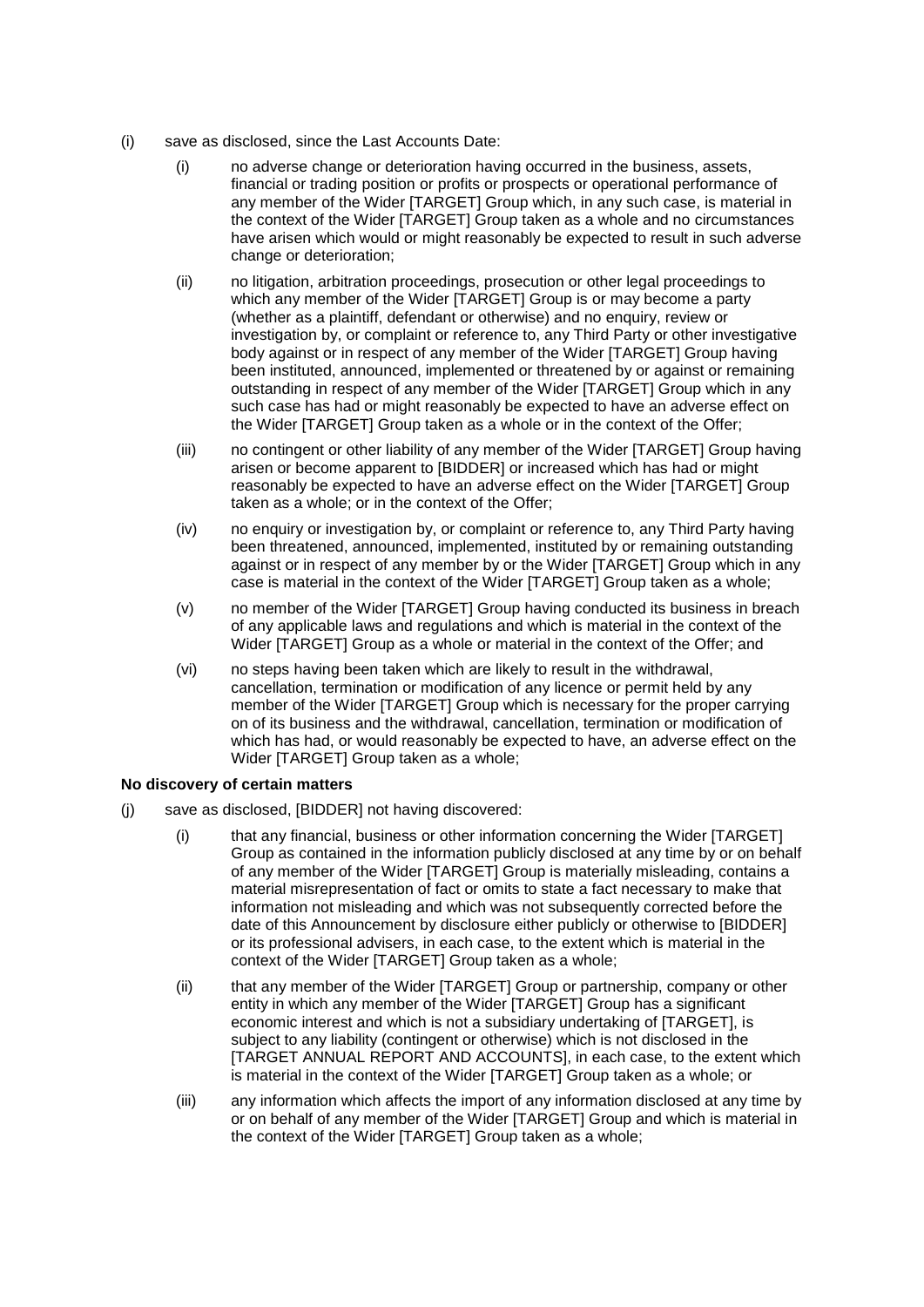(i) save as disclosed, since the Last Accounts Date:

   (i) no adverse change or deterioration having occurred in the business, assets, financial or trading position or profits or prospects or operational performance of any member of the Wider [TARGET] Group which, in any such case, is material in the context of the Wider [TARGET] Group taken as a whole and no circumstances have arisen which would or might reasonably be expected to result in such adverse change or deterioration;

   (ii) no litigation, arbitration proceedings, prosecution or other legal proceedings to which any member of the Wider [TARGET] Group is or may become a party (whether as a plaintiff, defendant or otherwise) and no enquiry, review or investigation by, or complaint or reference to, any Third Party or other investigative body against or in respect of any member of the Wider [TARGET] Group having been instituted, announced, implemented or threatened by or against or remaining outstanding in respect of any member of the Wider [TARGET] Group which in any such case has had or might reasonably be expected to have an adverse effect on the Wider [TARGET] Group taken as a whole or in the context of the Offer;

   (iii) no contingent or other liability of any member of the Wider [TARGET] Group having arisen or become apparent to [BIDDER] or increased which has had or might reasonably be expected to have an adverse effect on the Wider [TARGET] Group taken as a whole; or in the context of the Offer;

   (iv) no enquiry or investigation by, or complaint or reference to, any Third Party having been threatened, announced, implemented, instituted by or remaining outstanding against or in respect of any member by or the Wider [TARGET] Group which in any case is material in the context of the Wider [TARGET] Group taken as a whole;

   (v) no member of the Wider [TARGET] Group having conducted its business in breach of any applicable laws and regulations and which is material in the context of the Wider [TARGET] Group as a whole or material in the context of the Offer; and

   (vi) no steps having been taken which are likely to result in the withdrawal, cancellation, termination or modification of any licence or permit held by any member of the Wider [TARGET] Group which is necessary for the proper carrying on of its business and the withdrawal, cancellation, termination or modification of which has had, or would reasonably be expected to have, an adverse effect on the Wider [TARGET] Group taken as a whole;

**No discovery of certain matters**

(j) save as disclosed, [BIDDER] not having discovered:

   (i) that any financial, business or other information concerning the Wider [TARGET] Group as contained in the information publicly disclosed at any time by or on behalf of any member of the Wider [TARGET] Group is materially misleading, contains a material misrepresentation of fact or omits to state a fact necessary to make that information not misleading and which was not subsequently corrected before the date of this Announcement by disclosure either publicly or otherwise to [BIDDER] or its professional advisers, in each case, to the extent which is material in the context of the Wider [TARGET] Group taken as a whole;

   (ii) that any member of the Wider [TARGET] Group or partnership, company or other entity in which any member of the Wider [TARGET] Group has a significant economic interest and which is not a subsidiary undertaking of [TARGET], is subject to any liability (contingent or otherwise) which is not disclosed in the [TARGET ANNUAL REPORT AND ACCOUNTS], in each case, to the extent which is material in the context of the Wider [TARGET] Group taken as a whole; or

   (iii) any information which affects the import of any information disclosed at any time by or on behalf of any member of the Wider [TARGET] Group and which is material in the context of the Wider [TARGET] Group taken as a whole;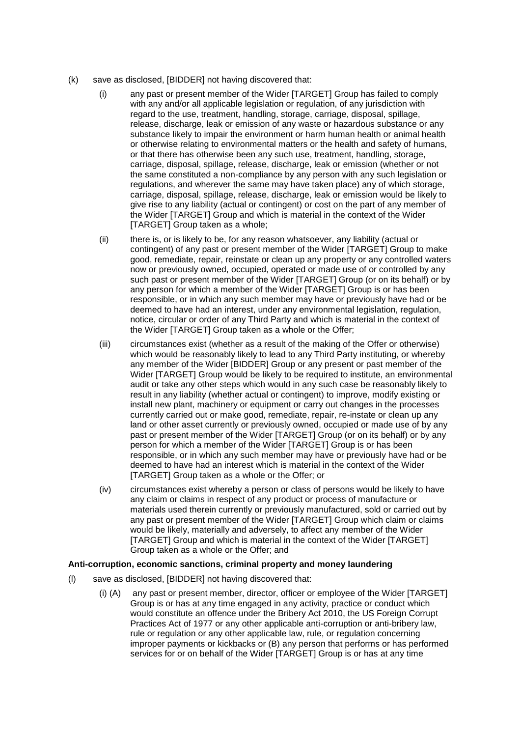(k) save as disclosed, [BIDDER] not having discovered that:

   (i) any past or present member of the Wider [TARGET] Group has failed to comply with any and/or all applicable legislation or regulation, of any jurisdiction with regard to the use, treatment, handling, storage, carriage, disposal, spillage, release, discharge, leak or emission of any waste or hazardous substance or any substance likely to impair the environment or harm human health or animal health or otherwise relating to environmental matters or the health and safety of humans, or that there has otherwise been any such use, treatment, handling, storage, carriage, disposal, spillage, release, discharge, leak or emission (whether or not the same constituted a non-compliance by any person with any such legislation or regulations, and wherever the same may have taken place) any of which storage, carriage, disposal, spillage, release, discharge, leak or emission would be likely to give rise to any liability (actual or contingent) or cost on the part of any member of the Wider [TARGET] Group and which is material in the context of the Wider [TARGET] Group taken as a whole;

   (ii) there is, or is likely to be, for any reason whatsoever, any liability (actual or contingent) of any past or present member of the Wider [TARGET] Group to make good, remediate, repair, reinstate or clean up any property or any controlled waters now or previously owned, occupied, operated or made use of or controlled by any such past or present member of the Wider [TARGET] Group (or on its behalf) or by any person for which a member of the Wider [TARGET] Group is or has been responsible, or in which any such member may have or previously have had or be deemed to have had an interest, under any environmental legislation, regulation, notice, circular or order of any Third Party and which is material in the context of the Wider [TARGET] Group taken as a whole or the Offer;

   (iii) circumstances exist (whether as a result of the making of the Offer or otherwise) which would be reasonably likely to lead to any Third Party instituting, or whereby any member of the Wider [BIDDER] Group or any present or past member of the Wider [TARGET] Group would be likely to be required to institute, an environmental audit or take any other steps which would in any such case be reasonably likely to result in any liability (whether actual or contingent) to improve, modify existing or install new plant, machinery or equipment or carry out changes in the processes currently carried out or make good, remediate, repair, re-instate or clean up any land or other asset currently or previously owned, occupied or made use of by any past or present member of the Wider [TARGET] Group (or on its behalf) or by any person for which a member of the Wider [TARGET] Group is or has been responsible, or in which any such member may have or previously have had or be deemed to have had an interest which is material in the context of the Wider [TARGET] Group taken as a whole or the Offer; or

   (iv) circumstances exist whereby a person or class of persons would be likely to have any claim or claims in respect of any product or process of manufacture or materials used therein currently or previously manufactured, sold or carried out by any past or present member of the Wider [TARGET] Group which claim or claims would be likely, materially and adversely, to affect any member of the Wider [TARGET] Group and which is material in the context of the Wider [TARGET] Group taken as a whole or the Offer; and

**Anti-corruption, economic sanctions, criminal property and money laundering**

(l) save as disclosed, [BIDDER] not having discovered that:

   (i) (A) any past or present member, director, officer or employee of the Wider [TARGET] Group is or has at any time engaged in any activity, practice or conduct which would constitute an offence under the Bribery Act 2010, the US Foreign Corrupt Practices Act of 1977 or any other applicable anti-corruption or anti-bribery law, rule or regulation or any other applicable law, rule, or regulation concerning improper payments or kickbacks or (B) any person that performs or has performed services for or on behalf of the Wider [TARGET] Group is or has at any time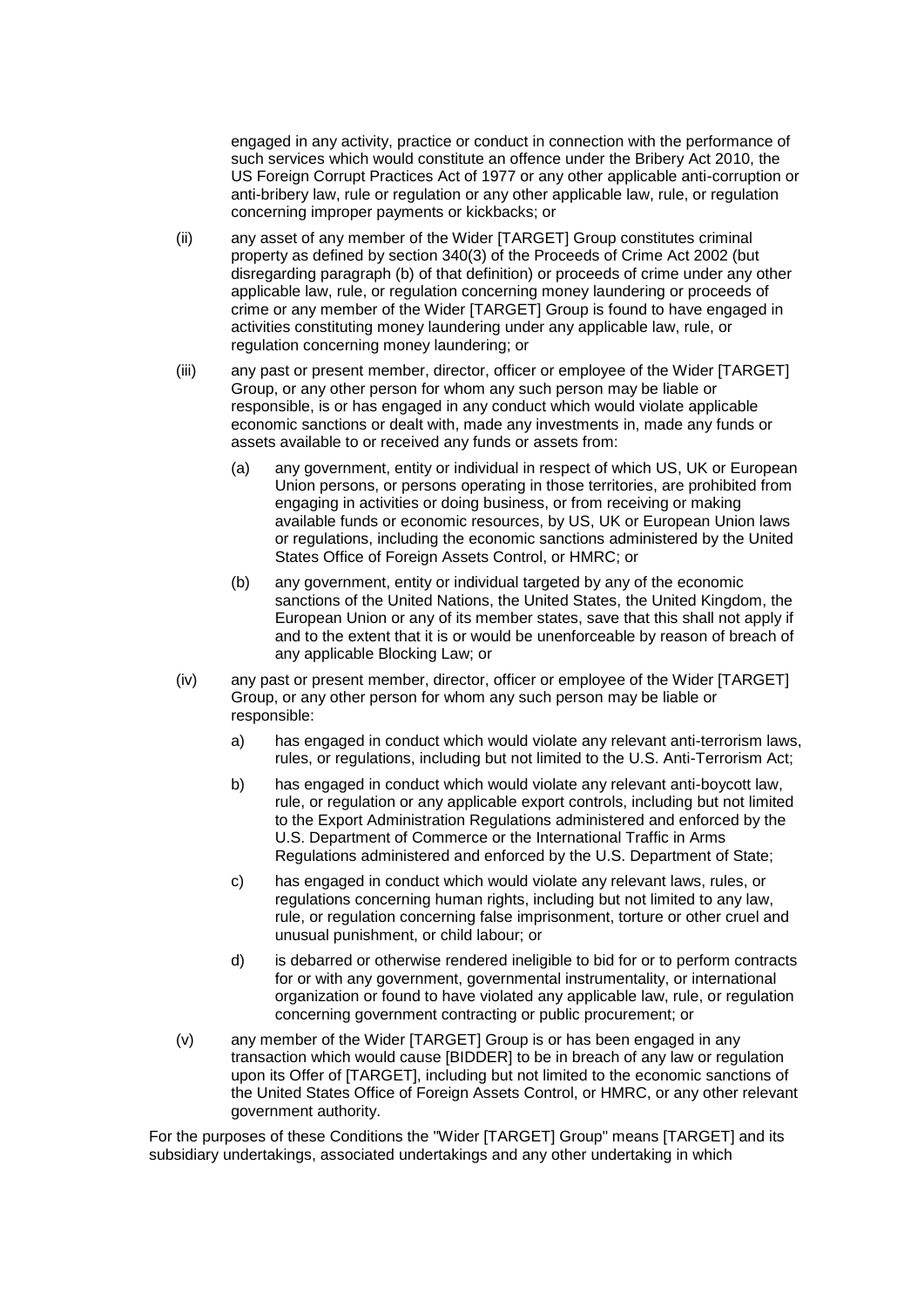engaged in any activity, practice or conduct in connection with the performance of such services which would constitute an offence under the Bribery Act 2010, the US Foreign Corrupt Practices Act of 1977 or any other applicable anti-corruption or anti-bribery law, rule or regulation or any other applicable law, rule, or regulation concerning improper payments or kickbacks; or

(ii) any asset of any member of the Wider [TARGET] Group constitutes criminal property as defined by section 340(3) of the Proceeds of Crime Act 2002 (but disregarding paragraph (b) of that definition) or proceeds of crime under any other applicable law, rule, or regulation concerning money laundering or proceeds of crime or any member of the Wider [TARGET] Group is found to have engaged in activities constituting money laundering under any applicable law, rule, or regulation concerning money laundering; or

(iii) any past or present member, director, officer or employee of the Wider [TARGET] Group, or any other person for whom any such person may be liable or responsible, is or has engaged in any conduct which would violate applicable economic sanctions or dealt with, made any investments in, made any funds or assets available to or received any funds or assets from:

   (a) any government, entity or individual in respect of which US, UK or European Union persons, or persons operating in those territories, are prohibited from engaging in activities or doing business, or from receiving or making available funds or economic resources, by US, UK or European Union laws or regulations, including the economic sanctions administered by the United States Office of Foreign Assets Control, or HMRC; or

   (b) any government, entity or individual targeted by any of the economic sanctions of the United Nations, the United States, the United Kingdom, the European Union or any of its member states, save that this shall not apply if and to the extent that it is or would be unenforceable by reason of breach of any applicable Blocking Law; or

(iv) any past or present member, director, officer or employee of the Wider [TARGET] Group, or any other person for whom any such person may be liable or responsible:

   a) has engaged in conduct which would violate any relevant anti-terrorism laws, rules, or regulations, including but not limited to the U.S. Anti-Terrorism Act;

   b) has engaged in conduct which would violate any relevant anti-boycott law, rule, or regulation or any applicable export controls, including but not limited to the Export Administration Regulations administered and enforced by the U.S. Department of Commerce or the International Traffic in Arms Regulations administered and enforced by the U.S. Department of State;

   c) has engaged in conduct which would violate any relevant laws, rules, or regulations concerning human rights, including but not limited to any law, rule, or regulation concerning false imprisonment, torture or other cruel and unusual punishment, or child labour; or

   d) is debarred or otherwise rendered ineligible to bid for or to perform contracts for or with any government, governmental instrumentality, or international organization or found to have violated any applicable law, rule, or regulation concerning government contracting or public procurement; or

(v) any member of the Wider [TARGET] Group is or has been engaged in any transaction which would cause [BIDDER] to be in breach of any law or regulation upon its Offer of [TARGET], including but not limited to the economic sanctions of the United States Office of Foreign Assets Control, or HMRC, or any other relevant government authority.

For the purposes of these Conditions the "Wider [TARGET] Group" means [TARGET] and its subsidiary undertakings, associated undertakings and any other undertaking in which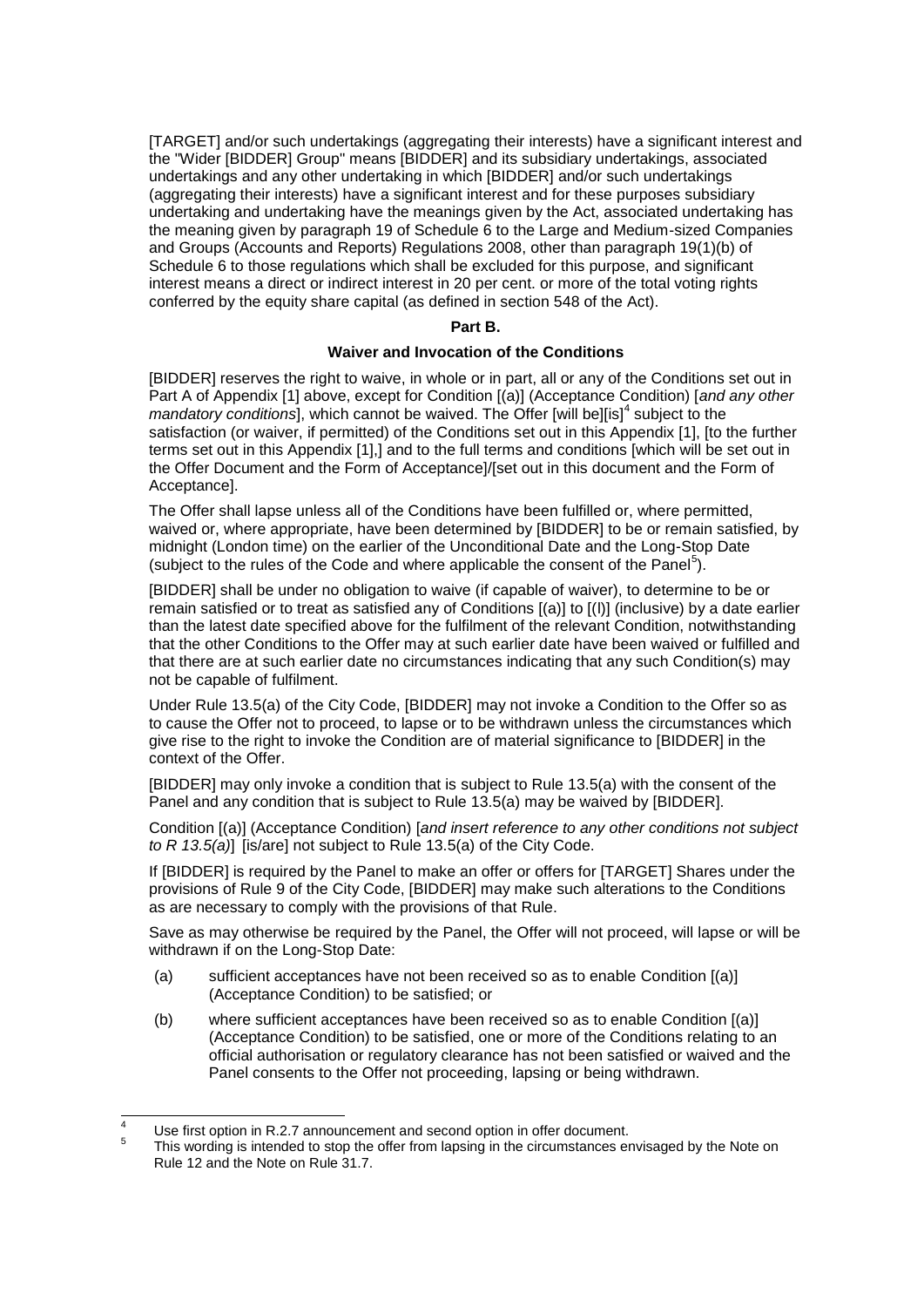[TARGET] and/or such undertakings (aggregating their interests) have a significant interest and the "Wider [BIDDER] Group" means [BIDDER] and its subsidiary undertakings, associated undertakings and any other undertaking in which [BIDDER] and/or such undertakings (aggregating their interests) have a significant interest and for these purposes subsidiary undertaking and undertaking have the meanings given by the Act, associated undertaking has the meaning given by paragraph 19 of Schedule 6 to the Large and Medium-sized Companies and Groups (Accounts and Reports) Regulations 2008, other than paragraph 19(1)(b) of Schedule 6 to those regulations which shall be excluded for this purpose, and significant interest means a direct or indirect interest in 20 per cent. or more of the total voting rights conferred by the equity share capital (as defined in section 548 of the Act).

**Part B.**

**Waiver and Invocation of the Conditions**

[BIDDER] reserves the right to waive, in whole or in part, all or any of the Conditions set out in Part A of Appendix [1] above, except for Condition [(a)] (Acceptance Condition) [*and any other mandatory conditions*], which cannot be waived. The Offer [will be][is][4] subject to the satisfaction (or waiver, if permitted) of the Conditions set out in this Appendix [1], [to the further terms set out in this Appendix [1],] and to the full terms and conditions [which will be set out in the Offer Document and the Form of Acceptance]/[set out in this document and the Form of Acceptance].

The Offer shall lapse unless all of the Conditions have been fulfilled or, where permitted, waived or, where appropriate, have been determined by [BIDDER] to be or remain satisfied, by midnight (London time) on the earlier of the Unconditional Date and the Long-Stop Date (subject to the rules of the Code and where applicable the consent of the Panel[5]).

[BIDDER] shall be under no obligation to waive (if capable of waiver), to determine to be or remain satisfied or to treat as satisfied any of Conditions [(a)] to [(l)] (inclusive) by a date earlier than the latest date specified above for the fulfilment of the relevant Condition, notwithstanding that the other Conditions to the Offer may at such earlier date have been waived or fulfilled and that there are at such earlier date no circumstances indicating that any such Condition(s) may not be capable of fulfilment.

Under Rule 13.5(a) of the City Code, [BIDDER] may not invoke a Condition to the Offer so as to cause the Offer not to proceed, to lapse or to be withdrawn unless the circumstances which give rise to the right to invoke the Condition are of material significance to [BIDDER] in the context of the Offer.

[BIDDER] may only invoke a condition that is subject to Rule 13.5(a) with the consent of the Panel and any condition that is subject to Rule 13.5(a) may be waived by [BIDDER].

Condition [(a)] (Acceptance Condition) [*and insert reference to any other conditions not subject to R 13.5(a)*] [is/are] not subject to Rule 13.5(a) of the City Code.

If [BIDDER] is required by the Panel to make an offer or offers for [TARGET] Shares under the provisions of Rule 9 of the City Code, [BIDDER] may make such alterations to the Conditions as are necessary to comply with the provisions of that Rule.

Save as may otherwise be required by the Panel, the Offer will not proceed, will lapse or will be withdrawn if on the Long-Stop Date:

(a) sufficient acceptances have not been received so as to enable Condition [(a)] (Acceptance Condition) to be satisfied; or

(b) where sufficient acceptances have been received so as to enable Condition [(a)] (Acceptance Condition) to be satisfied, one or more of the Conditions relating to an official authorisation or regulatory clearance has not been satisfied or waived and the Panel consents to the Offer not proceeding, lapsing or being withdrawn.

---

[4] Use first option in R.2.7 announcement and second option in offer document.

[5] This wording is intended to stop the offer from lapsing in the circumstances envisaged by the Note on Rule 12 and the Note on Rule 31.7.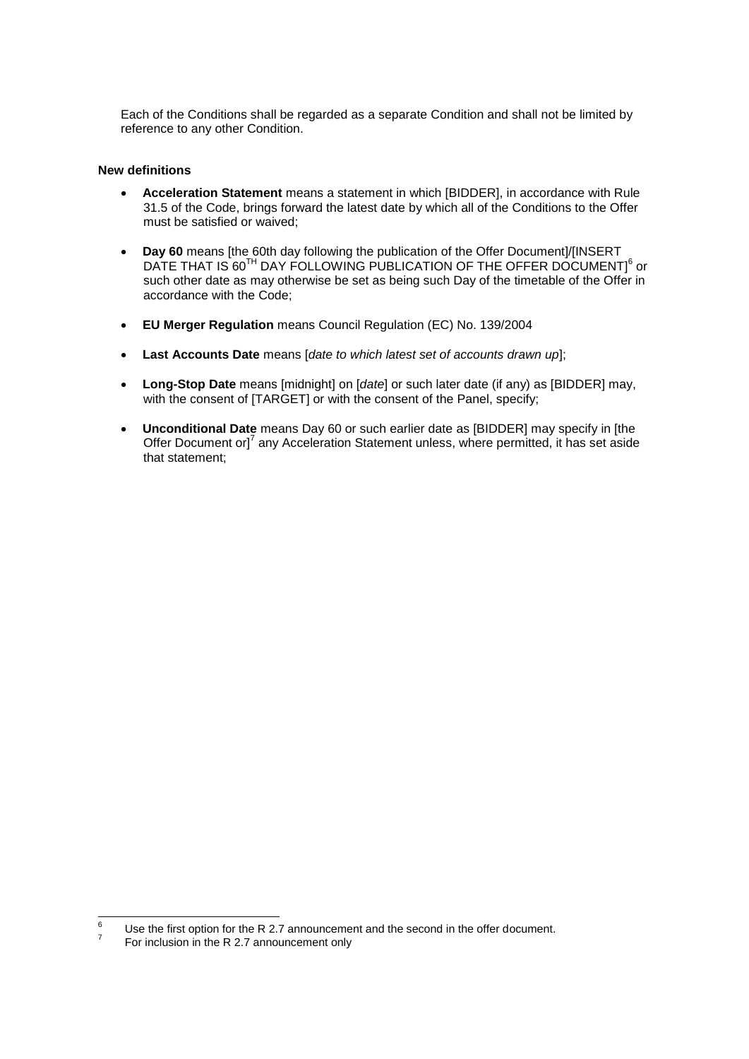Each of the Conditions shall be regarded as a separate Condition and shall not be limited by reference to any other Condition.

**New definitions**

- **Acceleration Statement** means a statement in which [BIDDER], in accordance with Rule 31.5 of the Code, brings forward the latest date by which all of the Conditions to the Offer must be satisfied or waived;
- **Day 60** means [the 60th day following the publication of the Offer Document]/[INSERT DATE THAT IS 60TH DAY FOLLOWING PUBLICATION OF THE OFFER DOCUMENT][6] or such other date as may otherwise be set as being such Day of the timetable of the Offer in accordance with the Code;
- **EU Merger Regulation** means Council Regulation (EC) No. 139/2004
- **Last Accounts Date** means [*date to which latest set of accounts drawn up*];
- **Long-Stop Date** means [midnight] on [*date*] or such later date (if any) as [BIDDER] may, with the consent of [TARGET] or with the consent of the Panel, specify;
- **Unconditional Date** means Day 60 or such earlier date as [BIDDER] may specify in [the Offer Document or][7] any Acceleration Statement unless, where permitted, it has set aside that statement;

---

[6] Use the first option for the R 2.7 announcement and the second in the offer document.

[7] For inclusion in the R 2.7 announcement only